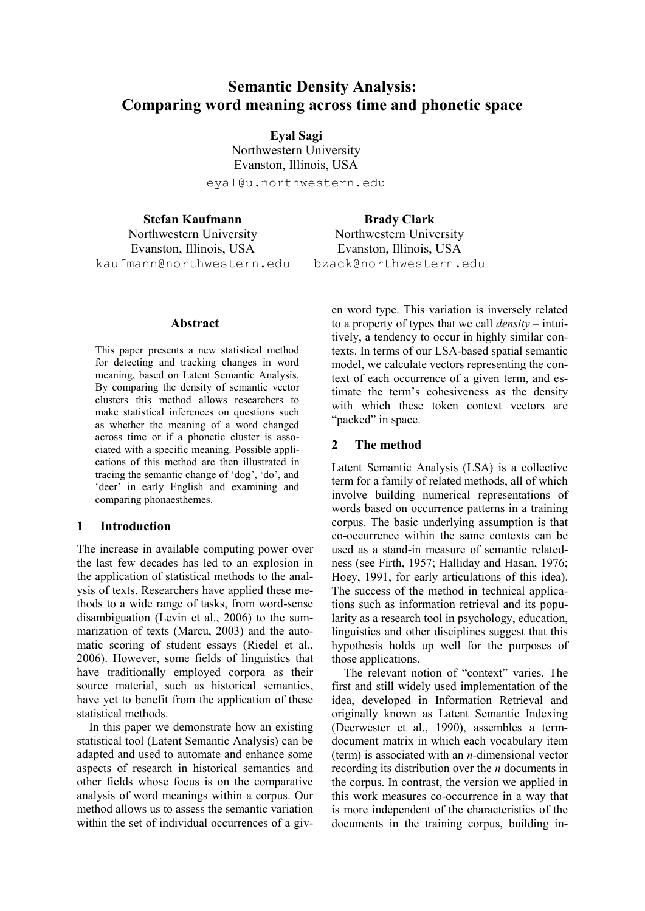# Semantic Density Analysis: Comparing word meaning across time and phonetic space

**Eyal Sagi**
Northwestern University
Evanston, Illinois, USA
eyal@u.northwestern.edu

**Stefan Kaufmann**
Northwestern University
Evanston, Illinois, USA
kaufmann@northwestern.edu

**Brady Clark**
Northwestern University
Evanston, Illinois, USA
bzack@northwestern.edu

## Abstract

This paper presents a new statistical method for detecting and tracking changes in word meaning, based on Latent Semantic Analysis. By comparing the density of semantic vector clusters this method allows researchers to make statistical inferences on questions such as whether the meaning of a word changed across time or if a phonetic cluster is associated with a specific meaning. Possible applications of this method are then illustrated in tracing the semantic change of 'dog', 'do', and 'deer' in early English and examining and comparing phonaesthemes.

## 1 Introduction

The increase in available computing power over the last few decades has led to an explosion in the application of statistical methods to the analysis of texts. Researchers have applied these methods to a wide range of tasks, from word-sense disambiguation (Levin et al., 2006) to the summarization of texts (Marcu, 2003) and the automatic scoring of student essays (Riedel et al., 2006). However, some fields of linguistics that have traditionally employed corpora as their source material, such as historical semantics, have yet to benefit from the application of these statistical methods.

In this paper we demonstrate how an existing statistical tool (Latent Semantic Analysis) can be adapted and used to automate and enhance some aspects of research in historical semantics and other fields whose focus is on the comparative analysis of word meanings within a corpus. Our method allows us to assess the semantic variation within the set of individual occurrences of a given word type. This variation is inversely related to a property of types that we call *density* – intuitively, a tendency to occur in highly similar contexts. In terms of our LSA-based spatial semantic model, we calculate vectors representing the context of each occurrence of a given term, and estimate the term's cohesiveness as the density with which these token context vectors are "packed" in space.

## 2 The method

Latent Semantic Analysis (LSA) is a collective term for a family of related methods, all of which involve building numerical representations of words based on occurrence patterns in a training corpus. The basic underlying assumption is that co-occurrence within the same contexts can be used as a stand-in measure of semantic relatedness (see Firth, 1957; Halliday and Hasan, 1976; Hoey, 1991, for early articulations of this idea). The success of the method in technical applications such as information retrieval and its popularity as a research tool in psychology, education, linguistics and other disciplines suggest that this hypothesis holds up well for the purposes of those applications.

The relevant notion of "context" varies. The first and still widely used implementation of the idea, developed in Information Retrieval and originally known as Latent Semantic Indexing (Deerwester et al., 1990), assembles a term-document matrix in which each vocabulary item (term) is associated with an $n$-dimensional vector recording its distribution over the $n$ documents in the corpus. In contrast, the version we applied in this work measures co-occurrence in a way that is more independent of the characteristics of the documents in the training corpus, building in-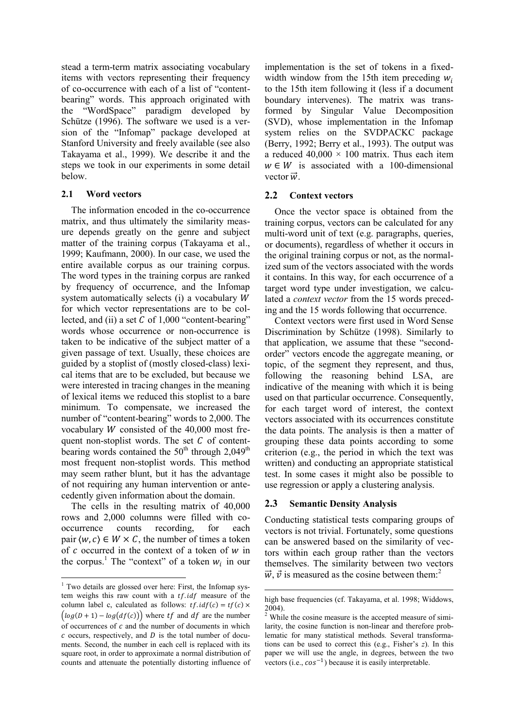stead a term-term matrix associating vocabulary items with vectors representing their frequency of co-occurrence with each of a list of "content-bearing" words. This approach originated with the "WordSpace" paradigm developed by Schütze (1996). The software we used is a version of the "Infomap" package developed at Stanford University and freely available (see also Takayama et al., 1999). We describe it and the steps we took in our experiments in some detail below.

## 2.1 Word vectors

The information encoded in the co-occurrence matrix, and thus ultimately the similarity measure depends greatly on the genre and subject matter of the training corpus (Takayama et al., 1999; Kaufmann, 2000). In our case, we used the entire available corpus as our training corpus. The word types in the training corpus are ranked by frequency of occurrence, and the Infomap system automatically selects (i) a vocabulary $W$ for which vector representations are to be collected, and (ii) a set $C$ of 1,000 "content-bearing" words whose occurrence or non-occurrence is taken to be indicative of the subject matter of a given passage of text. Usually, these choices are guided by a stoplist of (mostly closed-class) lexical items that are to be excluded, but because we were interested in tracing changes in the meaning of lexical items we reduced this stoplist to a bare minimum. To compensate, we increased the number of "content-bearing" words to 2,000. The vocabulary $W$ consisted of the 40,000 most frequent non-stoplist words. The set $C$ of content-bearing words contained the 50th through 2,049th most frequent non-stoplist words. This method may seem rather blunt, but it has the advantage of not requiring any human intervention or antecedently given information about the domain.

The cells in the resulting matrix of 40,000 rows and 2,000 columns were filled with co-occurrence counts recording, for each pair $\langle w, c \rangle \in W \times C$, the number of times a token of $c$ occurred in the context of a token of $w$ in the corpus.[1] The "context" of a token $w_i$ in our implementation is the set of tokens in a fixed-width window from the 15th item preceding $w_i$ to the 15th item following it (less if a document boundary intervenes). The matrix was transformed by Singular Value Decomposition (SVD), whose implementation in the Infomap system relies on the SVDPACKC package (Berry, 1992; Berry et al., 1993). The output was a reduced $40{,}000 \times 100$ matrix. Thus each item $w \in W$ is associated with a 100-dimensional vector $\vec{w}$.

## 2.2 Context vectors

Once the vector space is obtained from the training corpus, vectors can be calculated for any multi-word unit of text (e.g. paragraphs, queries, or documents), regardless of whether it occurs in the original training corpus or not, as the normalized sum of the vectors associated with the words it contains. In this way, for each occurrence of a target word type under investigation, we calculated a *context vector* from the 15 words preceding and the 15 words following that occurrence.

Context vectors were first used in Word Sense Discrimination by Schütze (1998). Similarly to that application, we assume that these "second-order" vectors encode the aggregate meaning, or topic, of the segment they represent, and thus, following the reasoning behind LSA, are indicative of the meaning with which it is being used on that particular occurrence. Consequently, for each target word of interest, the context vectors associated with its occurrences constitute the data points. The analysis is then a matter of grouping these data points according to some criterion (e.g., the period in which the text was written) and conducting an appropriate statistical test. In some cases it might also be possible to use regression or apply a clustering analysis.

## 2.3 Semantic Density Analysis

Conducting statistical tests comparing groups of vectors is not trivial. Fortunately, some questions can be answered based on the similarity of vectors within each group rather than the vectors themselves. The similarity between two vectors $\vec{w}, \vec{v}$ is measured as the cosine between them:[2]

---

[1] Two details are glossed over here: First, the Infomap system weighs this raw count with a $tf.idf$ measure of the column label c, calculated as follows: $tf.idf(c) = tf(c) \times \left(log(D+1) - log(df(c))\right)$ where $tf$ and $df$ are the number of occurrences of $c$ and the number of documents in which $c$ occurs, respectively, and $D$ is the total number of documents. Second, the number in each cell is replaced with its square root, in order to approximate a normal distribution of counts and attenuate the potentially distorting influence of high base frequencies (cf. Takayama, et al. 1998; Widdows, 2004).

[2] While the cosine measure is the accepted measure of similarity, the cosine function is non-linear and therefore problematic for many statistical methods. Several transformations can be used to correct this (e.g., Fisher's *z*). In this paper we will use the angle, in degrees, between the two vectors (i.e., $cos^{-1}$) because it is easily interpretable.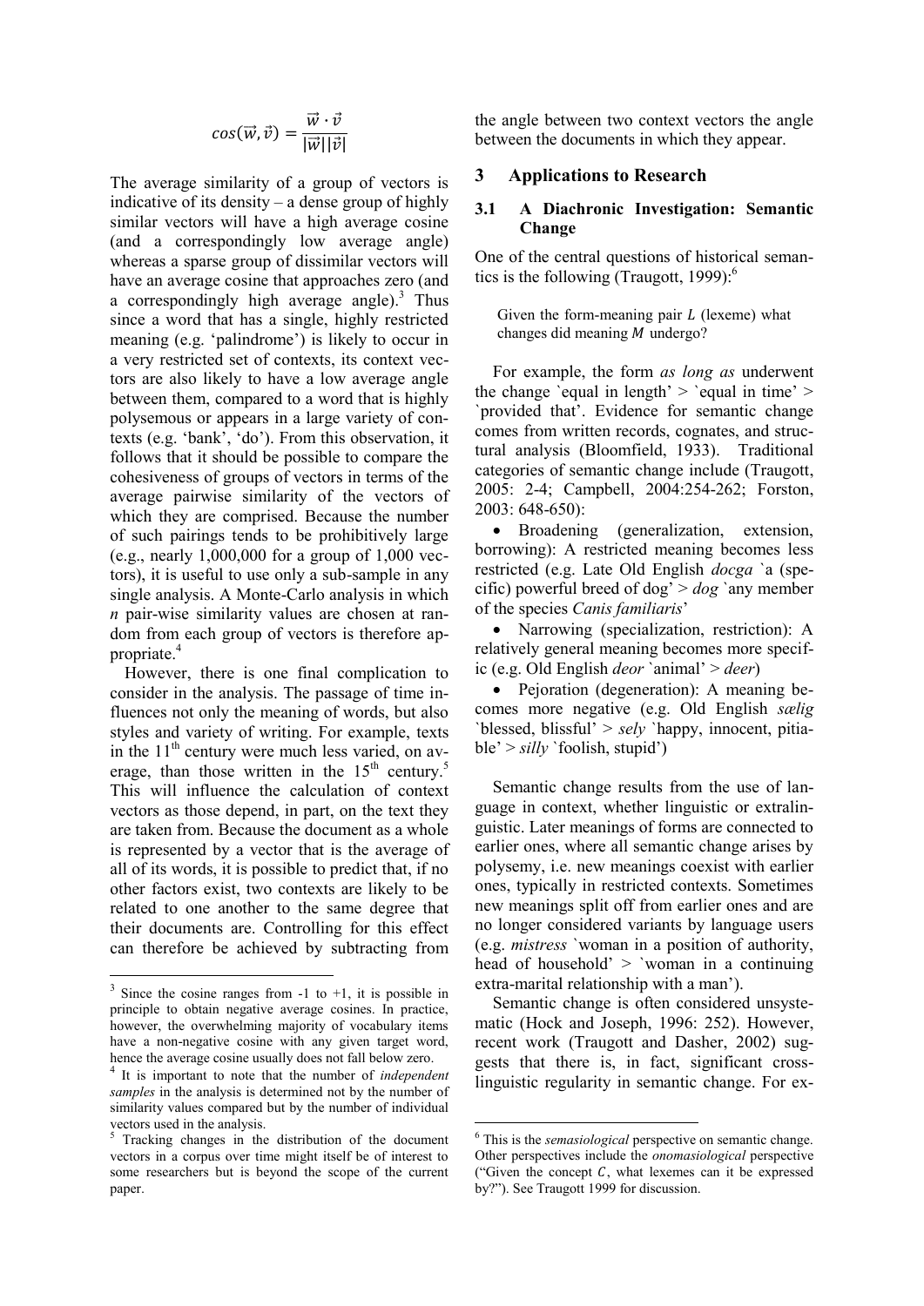$$cos(\vec{w}, \vec{v}) = \frac{\vec{w} \cdot \vec{v}}{|\vec{w}||\vec{v}|}$$

The average similarity of a group of vectors is indicative of its density – a dense group of highly similar vectors will have a high average cosine (and a correspondingly low average angle) whereas a sparse group of dissimilar vectors will have an average cosine that approaches zero (and a correspondingly high average angle).[3] Thus since a word that has a single, highly restricted meaning (e.g. 'palindrome') is likely to occur in a very restricted set of contexts, its context vectors are also likely to have a low average angle between them, compared to a word that is highly polysemous or appears in a large variety of contexts (e.g. 'bank', 'do'). From this observation, it follows that it should be possible to compare the cohesiveness of groups of vectors in terms of the average pairwise similarity of the vectors of which they are comprised. Because the number of such pairings tends to be prohibitively large (e.g., nearly 1,000,000 for a group of 1,000 vectors), it is useful to use only a sub-sample in any single analysis. A Monte-Carlo analysis in which *n* pair-wise similarity values are chosen at random from each group of vectors is therefore appropriate.[4]

However, there is one final complication to consider in the analysis. The passage of time influences not only the meaning of words, but also styles and variety of writing. For example, texts in the 11th century were much less varied, on average, than those written in the 15th century.[5] This will influence the calculation of context vectors as those depend, in part, on the text they are taken from. Because the document as a whole is represented by a vector that is the average of all of its words, it is possible to predict that, if no other factors exist, two contexts are likely to be related to one another to the same degree that their documents are. Controlling for this effect can therefore be achieved by subtracting from the angle between two context vectors the angle between the documents in which they appear.

## 3 Applications to Research

### 3.1 A Diachronic Investigation: Semantic Change

One of the central questions of historical semantics is the following (Traugott, 1999):[6]

> Given the form-meaning pair $L$ (lexeme) what changes did meaning $M$ undergo?

For example, the form *as long as* underwent the change `equal in length' > `equal in time' > `provided that'. Evidence for semantic change comes from written records, cognates, and structural analysis (Bloomfield, 1933). Traditional categories of semantic change include (Traugott, 2005: 2-4; Campbell, 2004:254-262; Forston, 2003: 648-650):

- Broadening (generalization, extension, borrowing): A restricted meaning becomes less restricted (e.g. Late Old English *docga* `a (specific) powerful breed of dog' > *dog* `any member of the species *Canis familiaris*'
- Narrowing (specialization, restriction): A relatively general meaning becomes more specific (e.g. Old English *deor* `animal' > *deer*)
- Pejoration (degeneration): A meaning becomes more negative (e.g. Old English *sælig* `blessed, blissful' > *sely* `happy, innocent, pitiable' > *silly* `foolish, stupid')

Semantic change results from the use of language in context, whether linguistic or extralinguistic. Later meanings of forms are connected to earlier ones, where all semantic change arises by polysemy, i.e. new meanings coexist with earlier ones, typically in restricted contexts. Sometimes new meanings split off from earlier ones and are no longer considered variants by language users (e.g. *mistress* `woman in a position of authority, head of household' > `woman in a continuing extra-marital relationship with a man').

Semantic change is often considered unsystematic (Hock and Joseph, 1996: 252). However, recent work (Traugott and Dasher, 2002) suggests that there is, in fact, significant cross-linguistic regularity in semantic change. For ex-

---

[3] Since the cosine ranges from -1 to +1, it is possible in principle to obtain negative average cosines. In practice, however, the overwhelming majority of vocabulary items have a non-negative cosine with any given target word, hence the average cosine usually does not fall below zero.

[4] It is important to note that the number of *independent samples* in the analysis is determined not by the number of similarity values compared but by the number of individual vectors used in the analysis.

[5] Tracking changes in the distribution of the document vectors in a corpus over time might itself be of interest to some researchers but is beyond the scope of the current paper.

[6] This is the *semasiological* perspective on semantic change. Other perspectives include the *onomasiological* perspective ("Given the concept $C$, what lexemes can it be expressed by?"). See Traugott 1999 for discussion.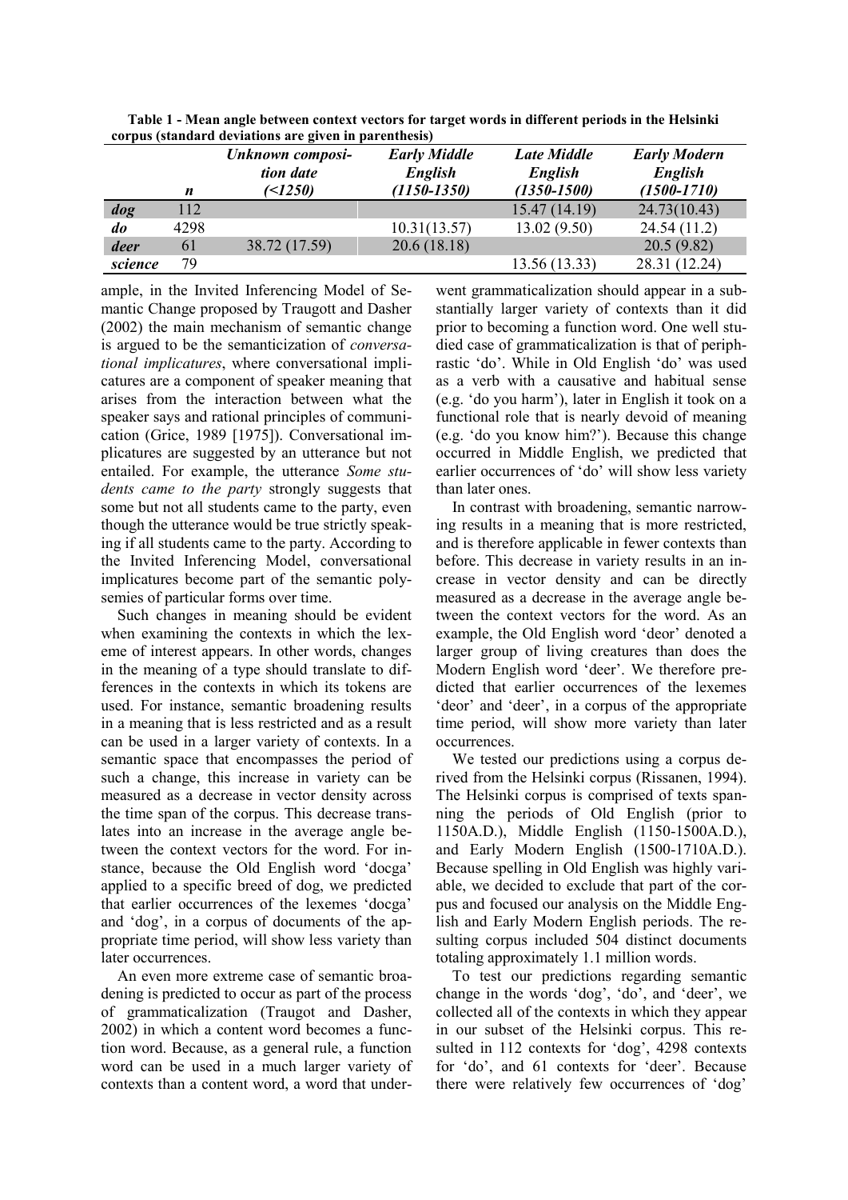**Table 1 - Mean angle between context vectors for target words in different periods in the Helsinki corpus (standard deviations are given in parenthesis)**

| | *n* | *Unknown composition date (<1250)* | *Early Middle English (1150-1350)* | *Late Middle English (1350-1500)* | *Early Modern English (1500-1710)* |
|---|---|---|---|---|---|
| ***dog*** | 112 | | | 15.47 (14.19) | 24.73(10.43) |
| ***do*** | 4298 | | 10.31(13.57) | 13.02 (9.50) | 24.54 (11.2) |
| ***deer*** | 61 | 38.72 (17.59) | 20.6 (18.18) | | 20.5 (9.82) |
| ***science*** | 79 | | | 13.56 (13.33) | 28.31 (12.24) |

ample, in the Invited Inferencing Model of Semantic Change proposed by Traugott and Dasher (2002) the main mechanism of semantic change is argued to be the semanticization of *conversational implicatures*, where conversational implicatures are a component of speaker meaning that arises from the interaction between what the speaker says and rational principles of communication (Grice, 1989 [1975]). Conversational implicatures are suggested by an utterance but not entailed. For example, the utterance *Some students came to the party* strongly suggests that some but not all students came to the party, even though the utterance would be true strictly speaking if all students came to the party. According to the Invited Inferencing Model, conversational implicatures become part of the semantic polysemies of particular forms over time.

Such changes in meaning should be evident when examining the contexts in which the lexeme of interest appears. In other words, changes in the meaning of a type should translate to differences in the contexts in which its tokens are used. For instance, semantic broadening results in a meaning that is less restricted and as a result can be used in a larger variety of contexts. In a semantic space that encompasses the period of such a change, this increase in variety can be measured as a decrease in vector density across the time span of the corpus. This decrease translates into an increase in the average angle between the context vectors for the word. For instance, because the Old English word 'docga' applied to a specific breed of dog, we predicted that earlier occurrences of the lexemes 'docga' and 'dog', in a corpus of documents of the appropriate time period, will show less variety than later occurrences.

An even more extreme case of semantic broadening is predicted to occur as part of the process of grammaticalization (Traugot and Dasher, 2002) in which a content word becomes a function word. Because, as a general rule, a function word can be used in a much larger variety of contexts than a content word, a word that underwent grammaticalization should appear in a substantially larger variety of contexts than it did prior to becoming a function word. One well studied case of grammaticalization is that of periphrastic 'do'. While in Old English 'do' was used as a verb with a causative and habitual sense (e.g. 'do you harm'), later in English it took on a functional role that is nearly devoid of meaning (e.g. 'do you know him?'). Because this change occurred in Middle English, we predicted that earlier occurrences of 'do' will show less variety than later ones.

In contrast with broadening, semantic narrowing results in a meaning that is more restricted, and is therefore applicable in fewer contexts than before. This decrease in variety results in an increase in vector density and can be directly measured as a decrease in the average angle between the context vectors for the word. As an example, the Old English word 'deor' denoted a larger group of living creatures than does the Modern English word 'deer'. We therefore predicted that earlier occurrences of the lexemes 'deor' and 'deer', in a corpus of the appropriate time period, will show more variety than later occurrences.

We tested our predictions using a corpus derived from the Helsinki corpus (Rissanen, 1994). The Helsinki corpus is comprised of texts spanning the periods of Old English (prior to 1150A.D.), Middle English (1150-1500A.D.), and Early Modern English (1500-1710A.D.). Because spelling in Old English was highly variable, we decided to exclude that part of the corpus and focused our analysis on the Middle English and Early Modern English periods. The resulting corpus included 504 distinct documents totaling approximately 1.1 million words.

To test our predictions regarding semantic change in the words 'dog', 'do', and 'deer', we collected all of the contexts in which they appear in our subset of the Helsinki corpus. This resulted in 112 contexts for 'dog', 4298 contexts for 'do', and 61 contexts for 'deer'. Because there were relatively few occurrences of 'dog'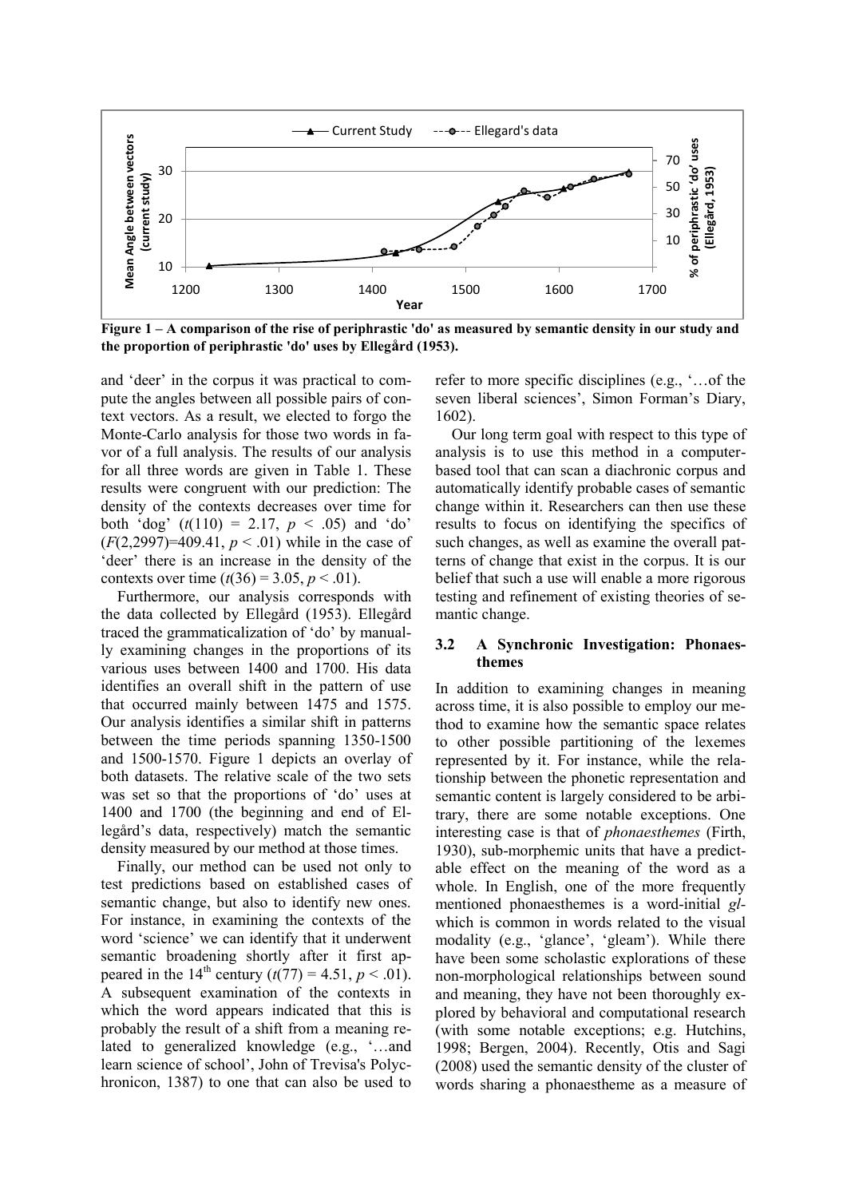Figure 1 – A comparison of the rise of periphrastic 'do' as measured by semantic density in our study and the proportion of periphrastic 'do' uses by Ellegård (1953).

and 'deer' in the corpus it was practical to compute the angles between all possible pairs of context vectors. As a result, we elected to forgo the Monte-Carlo analysis for those two words in favor of a full analysis. The results of our analysis for all three words are given in Table 1. These results were congruent with our prediction: The density of the contexts decreases over time for both 'dog' ($t(110) = 2.17$, $p < .05$) and 'do' ($F(2,2997)=409.41$, $p < .01$) while in the case of 'deer' there is an increase in the density of the contexts over time ($t(36) = 3.05$, $p < .01$).

Furthermore, our analysis corresponds with the data collected by Ellegård (1953). Ellegård traced the grammaticalization of 'do' by manually examining changes in the proportions of its various uses between 1400 and 1700. His data identifies an overall shift in the pattern of use that occurred mainly between 1475 and 1575. Our analysis identifies a similar shift in patterns between the time periods spanning 1350-1500 and 1500-1570. Figure 1 depicts an overlay of both datasets. The relative scale of the two sets was set so that the proportions of 'do' uses at 1400 and 1700 (the beginning and end of Ellegård's data, respectively) match the semantic density measured by our method at those times.

Finally, our method can be used not only to test predictions based on established cases of semantic change, but also to identify new ones. For instance, in examining the contexts of the word 'science' we can identify that it underwent semantic broadening shortly after it first appeared in the 14th century ($t(77) = 4.51$, $p < .01$). A subsequent examination of the contexts in which the word appears indicated that this is probably the result of a shift from a meaning related to generalized knowledge (e.g., '…and learn science of school', John of Trevisa's Polychronicon, 1387) to one that can also be used to refer to more specific disciplines (e.g., '…of the seven liberal sciences', Simon Forman's Diary, 1602).

Our long term goal with respect to this type of analysis is to use this method in a computer-based tool that can scan a diachronic corpus and automatically identify probable cases of semantic change within it. Researchers can then use these results to focus on identifying the specifics of such changes, as well as examine the overall patterns of change that exist in the corpus. It is our belief that such a use will enable a more rigorous testing and refinement of existing theories of semantic change.

### 3.2 A Synchronic Investigation: Phonaesthemes

In addition to examining changes in meaning across time, it is also possible to employ our method to examine how the semantic space relates to other possible partitioning of the lexemes represented by it. For instance, while the relationship between the phonetic representation and semantic content is largely considered to be arbitrary, there are some notable exceptions. One interesting case is that of *phonaesthemes* (Firth, 1930), sub-morphemic units that have a predictable effect on the meaning of the word as a whole. In English, one of the more frequently mentioned phonaesthemes is a word-initial *gl-* which is common in words related to the visual modality (e.g., 'glance', 'gleam'). While there have been some scholastic explorations of these non-morphological relationships between sound and meaning, they have not been thoroughly explored by behavioral and computational research (with some notable exceptions; e.g. Hutchins, 1998; Bergen, 2004). Recently, Otis and Sagi (2008) used the semantic density of the cluster of words sharing a phonaestheme as a measure of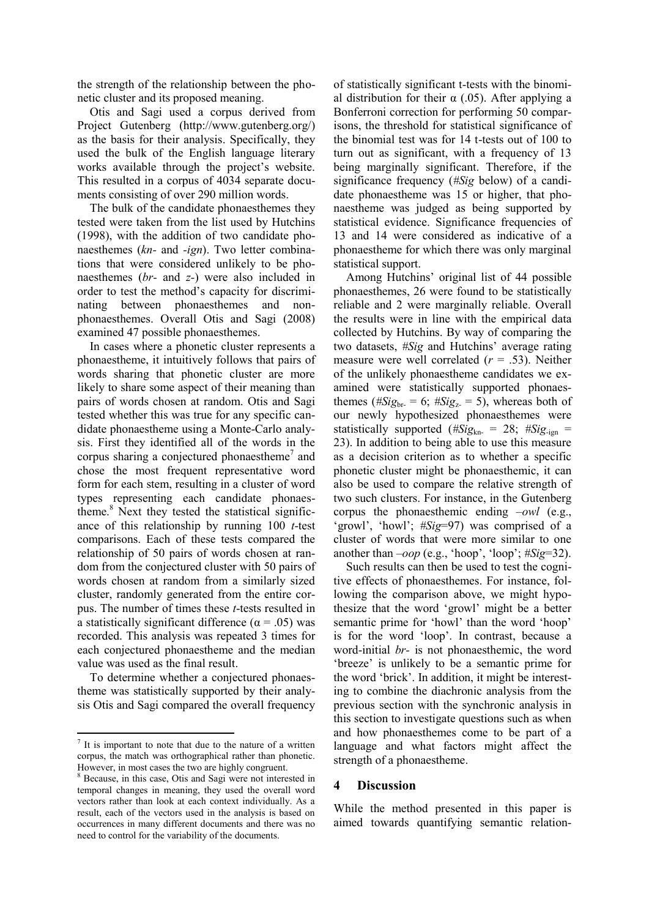the strength of the relationship between the phonetic cluster and its proposed meaning.

Otis and Sagi used a corpus derived from Project Gutenberg (http://www.gutenberg.org/) as the basis for their analysis. Specifically, they used the bulk of the English language literary works available through the project's website. This resulted in a corpus of 4034 separate documents consisting of over 290 million words.

The bulk of the candidate phonaesthemes they tested were taken from the list used by Hutchins (1998), with the addition of two candidate phonaesthemes (*kn-* and *-ign*). Two letter combinations that were considered unlikely to be phonaesthemes (*br-* and *z-*) were also included in order to test the method's capacity for discriminating between phonaesthemes and non-phonaesthemes. Overall Otis and Sagi (2008) examined 47 possible phonaesthemes.

In cases where a phonetic cluster represents a phonaestheme, it intuitively follows that pairs of words sharing that phonetic cluster are more likely to share some aspect of their meaning than pairs of words chosen at random. Otis and Sagi tested whether this was true for any specific candidate phonaestheme using a Monte-Carlo analysis. First they identified all of the words in the corpus sharing a conjectured phonaestheme[7] and chose the most frequent representative word form for each stem, resulting in a cluster of word types representing each candidate phonaestheme.[8] Next they tested the statistical significance of this relationship by running 100 *t*-test comparisons. Each of these tests compared the relationship of 50 pairs of words chosen at random from the conjectured cluster with 50 pairs of words chosen at random from a similarly sized cluster, randomly generated from the entire corpus. The number of times these *t*-tests resulted in a statistically significant difference ($\alpha = .05$) was recorded. This analysis was repeated 3 times for each conjectured phonaestheme and the median value was used as the final result.

To determine whether a conjectured phonaestheme was statistically supported by their analysis Otis and Sagi compared the overall frequency of statistically significant t-tests with the binomial distribution for their $\alpha$ (.05). After applying a Bonferroni correction for performing 50 comparisons, the threshold for statistical significance of the binomial test was for 14 t-tests out of 100 to turn out as significant, with a frequency of 13 being marginally significant. Therefore, if the significance frequency (*#Sig* below) of a candidate phonaestheme was 15 or higher, that phonaestheme was judged as being supported by statistical evidence. Significance frequencies of 13 and 14 were considered as indicative of a phonaestheme for which there was only marginal statistical support.

Among Hutchins' original list of 44 possible phonaesthemes, 26 were found to be statistically reliable and 2 were marginally reliable. Overall the results were in line with the empirical data collected by Hutchins. By way of comparing the two datasets, *#Sig* and Hutchins' average rating measure were well correlated ($r = .53$). Neither of the unlikely phonaestheme candidates we examined were statistically supported phonaesthemes ($\#Sig_{br-} = 6$; $\#Sig_{z-} = 5$), whereas both of our newly hypothesized phonaesthemes were statistically supported ($\#Sig_{kn-} = 28$; $\#Sig_{-ign} = 23$). In addition to being able to use this measure as a decision criterion as to whether a specific phonetic cluster might be phonaesthemic, it can also be used to compare the relative strength of two such clusters. For instance, in the Gutenberg corpus the phonaesthemic ending *–owl* (e.g., 'growl', 'howl'; *#Sig*=97) was comprised of a cluster of words that were more similar to one another than *–oop* (e.g., 'hoop', 'loop'; *#Sig*=32).

Such results can then be used to test the cognitive effects of phonaesthemes. For instance, following the comparison above, we might hypothesize that the word 'growl' might be a better semantic prime for 'howl' than the word 'hoop' is for the word 'loop'. In contrast, because a word-initial *br-* is not phonaesthemic, the word 'breeze' is unlikely to be a semantic prime for the word 'brick'. In addition, it might be interesting to combine the diachronic analysis from the previous section with the synchronic analysis in this section to investigate questions such as when and how phonaesthemes come to be part of a language and what factors might affect the strength of a phonaestheme.

## 4 Discussion

While the method presented in this paper is aimed towards quantifying semantic relation-

---

[7] It is important to note that due to the nature of a written corpus, the match was orthographical rather than phonetic. However, in most cases the two are highly congruent.

[8] Because, in this case, Otis and Sagi were not interested in temporal changes in meaning, they used the overall word vectors rather than look at each context individually. As a result, each of the vectors used in the analysis is based on occurrences in many different documents and there was no need to control for the variability of the documents.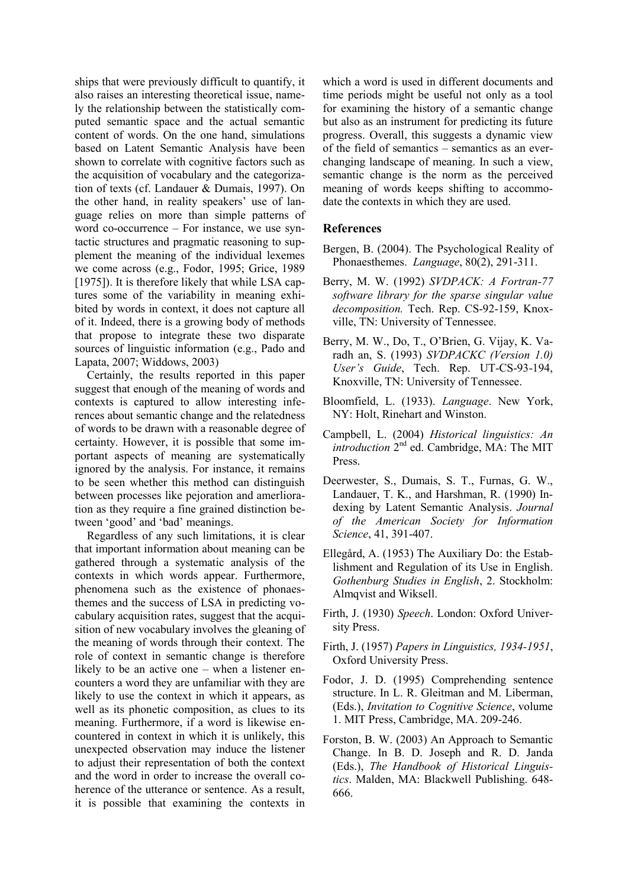ships that were previously difficult to quantify, it also raises an interesting theoretical issue, namely the relationship between the statistically computed semantic space and the actual semantic content of words. On the one hand, simulations based on Latent Semantic Analysis have been shown to correlate with cognitive factors such as the acquisition of vocabulary and the categorization of texts (cf. Landauer & Dumais, 1997). On the other hand, in reality speakers' use of language relies on more than simple patterns of word co-occurrence – For instance, we use syntactic structures and pragmatic reasoning to supplement the meaning of the individual lexemes we come across (e.g., Fodor, 1995; Grice, 1989 [1975]). It is therefore likely that while LSA captures some of the variability in meaning exhibited by words in context, it does not capture all of it. Indeed, there is a growing body of methods that propose to integrate these two disparate sources of linguistic information (e.g., Pado and Lapata, 2007; Widdows, 2003)

Certainly, the results reported in this paper suggest that enough of the meaning of words and contexts is captured to allow interesting inferences about semantic change and the relatedness of words to be drawn with a reasonable degree of certainty. However, it is possible that some important aspects of meaning are systematically ignored by the analysis. For instance, it remains to be seen whether this method can distinguish between processes like pejoration and amerlioration as they require a fine grained distinction between 'good' and 'bad' meanings.

Regardless of any such limitations, it is clear that important information about meaning can be gathered through a systematic analysis of the contexts in which words appear. Furthermore, phenomena such as the existence of phonaesthemes and the success of LSA in predicting vocabulary acquisition rates, suggest that the acquisition of new vocabulary involves the gleaning of the meaning of words through their context. The role of context in semantic change is therefore likely to be an active one – when a listener encounters a word they are unfamiliar with they are likely to use the context in which it appears, as well as its phonetic composition, as clues to its meaning. Furthermore, if a word is likewise encountered in context in which it is unlikely, this unexpected observation may induce the listener to adjust their representation of both the context and the word in order to increase the overall coherence of the utterance or sentence. As a result, it is possible that examining the contexts in which a word is used in different documents and time periods might be useful not only as a tool for examining the history of a semantic change but also as an instrument for predicting its future progress. Overall, this suggests a dynamic view of the field of semantics – semantics as an ever-changing landscape of meaning. In such a view, semantic change is the norm as the perceived meaning of words keeps shifting to accommodate the contexts in which they are used.

## References

Bergen, B. (2004). The Psychological Reality of Phonaesthemes. *Language*, 80(2), 291-311.

Berry, M. W. (1992) *SVDPACK: A Fortran-77 software library for the sparse singular value decomposition.* Tech. Rep. CS-92-159, Knoxville, TN: University of Tennessee.

Berry, M. W., Do, T., O'Brien, G. Vijay, K. Varadh an, S. (1993) *SVDPACKC (Version 1.0) User's Guide*, Tech. Rep. UT-CS-93-194, Knoxville, TN: University of Tennessee.

Bloomfield, L. (1933). *Language*. New York, NY: Holt, Rinehart and Winston.

Campbell, L. (2004) *Historical linguistics: An introduction* 2nd ed. Cambridge, MA: The MIT Press.

Deerwester, S., Dumais, S. T., Furnas, G. W., Landauer, T. K., and Harshman, R. (1990) Indexing by Latent Semantic Analysis. *Journal of the American Society for Information Science*, 41, 391-407.

Ellegård, A. (1953) The Auxiliary Do: the Establishment and Regulation of its Use in English. *Gothenburg Studies in English*, 2. Stockholm: Almqvist and Wiksell.

Firth, J. (1930) *Speech*. London: Oxford University Press.

Firth, J. (1957) *Papers in Linguistics, 1934-1951*, Oxford University Press.

Fodor, J. D. (1995) Comprehending sentence structure. In L. R. Gleitman and M. Liberman, (Eds.), *Invitation to Cognitive Science*, volume 1. MIT Press, Cambridge, MA. 209-246.

Forston, B. W. (2003) An Approach to Semantic Change. In B. D. Joseph and R. D. Janda (Eds.), *The Handbook of Historical Linguistics*. Malden, MA: Blackwell Publishing. 648-666.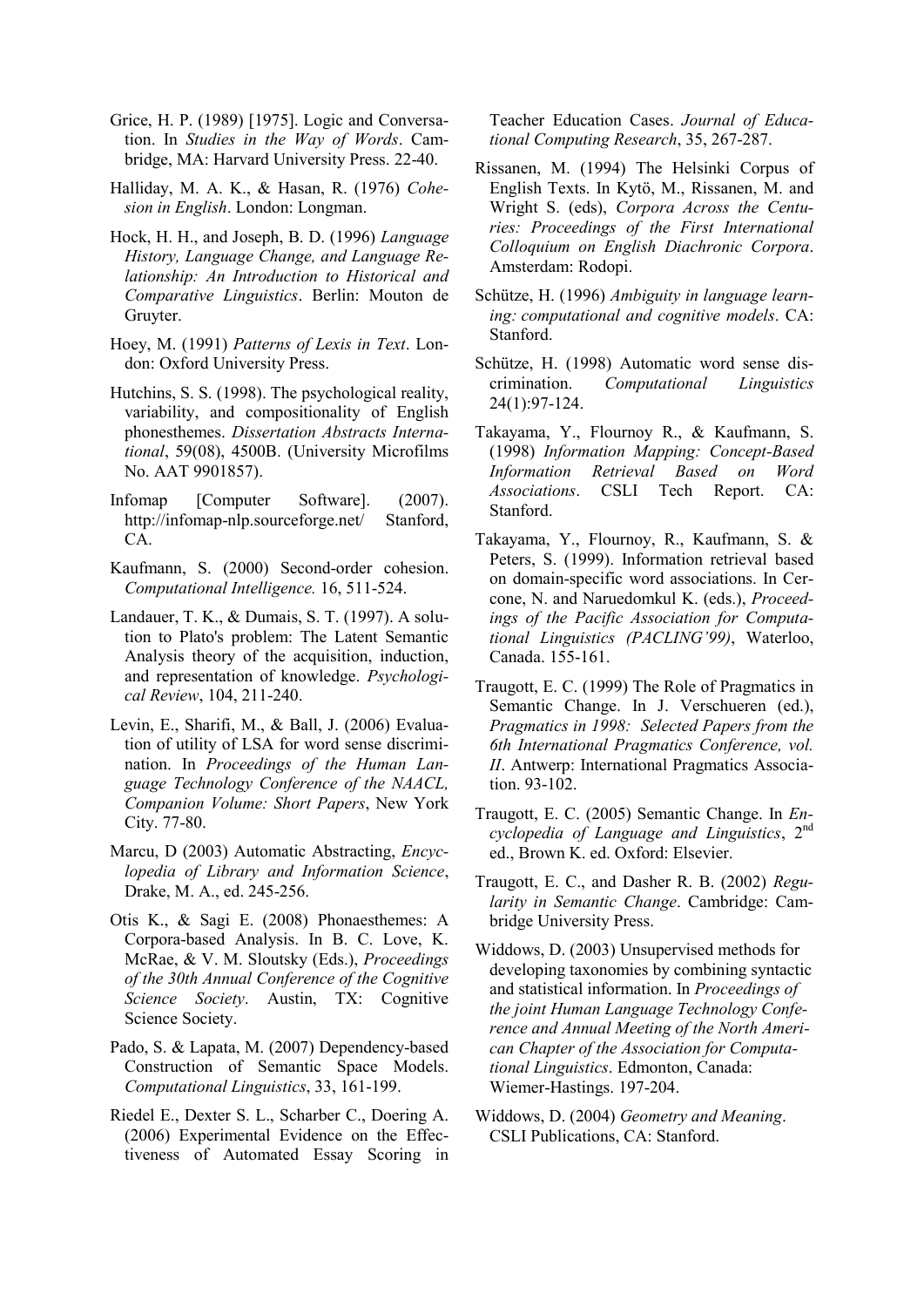Grice, H. P. (1989) [1975]. Logic and Conversation. In *Studies in the Way of Words*. Cambridge, MA: Harvard University Press. 22-40.

Halliday, M. A. K., & Hasan, R. (1976) *Cohesion in English*. London: Longman.

Hock, H. H., and Joseph, B. D. (1996) *Language History, Language Change, and Language Relationship: An Introduction to Historical and Comparative Linguistics*. Berlin: Mouton de Gruyter.

Hoey, M. (1991) *Patterns of Lexis in Text*. London: Oxford University Press.

Hutchins, S. S. (1998). The psychological reality, variability, and compositionality of English phonesthemes. *Dissertation Abstracts International*, 59(08), 4500B. (University Microfilms No. AAT 9901857).

Infomap [Computer Software]. (2007). http://infomap-nlp.sourceforge.net/ Stanford, CA.

Kaufmann, S. (2000) Second-order cohesion. *Computational Intelligence.* 16, 511-524.

Landauer, T. K., & Dumais, S. T. (1997). A solution to Plato's problem: The Latent Semantic Analysis theory of the acquisition, induction, and representation of knowledge. *Psychological Review*, 104, 211-240.

Levin, E., Sharifi, M., & Ball, J. (2006) Evaluation of utility of LSA for word sense discrimination. In *Proceedings of the Human Language Technology Conference of the NAACL, Companion Volume: Short Papers*, New York City. 77-80.

Marcu, D (2003) Automatic Abstracting, *Encyclopedia of Library and Information Science*, Drake, M. A., ed. 245-256.

Otis K., & Sagi E. (2008) Phonaesthemes: A Corpora-based Analysis. In B. C. Love, K. McRae, & V. M. Sloutsky (Eds.), *Proceedings of the 30th Annual Conference of the Cognitive Science Society*. Austin, TX: Cognitive Science Society.

Pado, S. & Lapata, M. (2007) Dependency-based Construction of Semantic Space Models. *Computational Linguistics*, 33, 161-199.

Riedel E., Dexter S. L., Scharber C., Doering A. (2006) Experimental Evidence on the Effectiveness of Automated Essay Scoring in Teacher Education Cases. *Journal of Educational Computing Research*, 35, 267-287.

Rissanen, M. (1994) The Helsinki Corpus of English Texts. In Kytö, M., Rissanen, M. and Wright S. (eds), *Corpora Across the Centuries: Proceedings of the First International Colloquium on English Diachronic Corpora*. Amsterdam: Rodopi.

Schütze, H. (1996) *Ambiguity in language learning: computational and cognitive models*. CA: Stanford.

Schütze, H. (1998) Automatic word sense discrimination. *Computational Linguistics* 24(1):97-124.

Takayama, Y., Flournoy R., & Kaufmann, S. (1998) *Information Mapping: Concept-Based Information Retrieval Based on Word Associations*. CSLI Tech Report. CA: Stanford.

Takayama, Y., Flournoy, R., Kaufmann, S. & Peters, S. (1999). Information retrieval based on domain-specific word associations. In Cercone, N. and Naruedomkul K. (eds.), *Proceedings of the Pacific Association for Computational Linguistics (PACLING'99)*, Waterloo, Canada. 155-161.

Traugott, E. C. (1999) The Role of Pragmatics in Semantic Change. In J. Verschueren (ed.), *Pragmatics in 1998: Selected Papers from the 6th International Pragmatics Conference, vol. II*. Antwerp: International Pragmatics Association. 93-102.

Traugott, E. C. (2005) Semantic Change. In *Encyclopedia of Language and Linguistics*, 2nd ed., Brown K. ed. Oxford: Elsevier.

Traugott, E. C., and Dasher R. B. (2002) *Regularity in Semantic Change*. Cambridge: Cambridge University Press.

Widdows, D. (2003) Unsupervised methods for developing taxonomies by combining syntactic and statistical information. In *Proceedings of the joint Human Language Technology Conference and Annual Meeting of the North American Chapter of the Association for Computational Linguistics*. Edmonton, Canada: Wiemer-Hastings. 197-204.

Widdows, D. (2004) *Geometry and Meaning*. CSLI Publications, CA: Stanford.